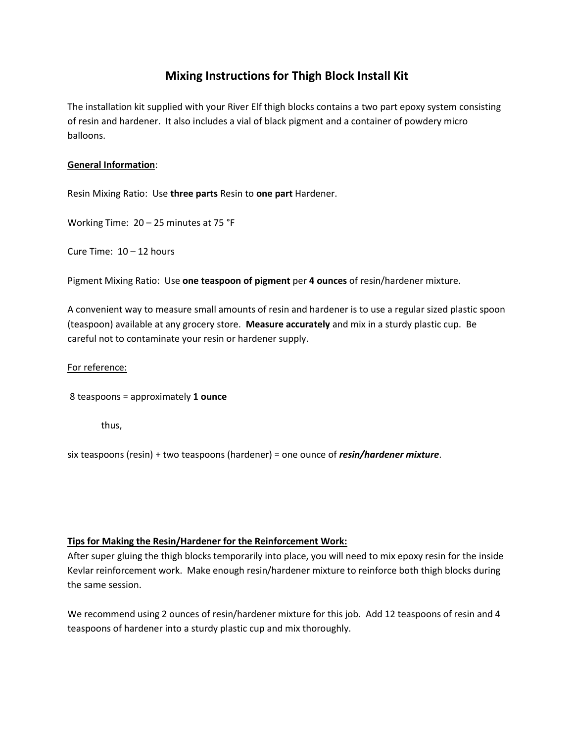# Mixing Instructions for Thigh Block Install Kit

The installation kit supplied with your River Elf thigh blocks contains a two part epoxy system consisting of resin and hardener. It also includes a vial of black pigment and a container of powdery micro balloons.

**General Information**:

Resin Mixing Ratio: Use **three parts** Resin to **one part** Hardener.

Working Time: 20 – 25 minutes at 75 °F

Cure Time: 10 – 12 hours

Pigment Mixing Ratio: Use **one teaspoon of pigment** per **4 ounces** of resin/hardener mixture.

A convenient way to measure small amounts of resin and hardener is to use a regular sized plastic spoon (teaspoon) available at any grocery store. **Measure accurately** and mix in a sturdy plastic cup. Be careful not to contaminate your resin or hardener supply.

For reference:

8 teaspoons = approximately **1 ounce**

thus,

six teaspoons (resin) + two teaspoons (hardener) = one ounce of ***resin/hardener mixture***.

**Tips for Making the Resin/Hardener for the Reinforcement Work:**

After super gluing the thigh blocks temporarily into place, you will need to mix epoxy resin for the inside Kevlar reinforcement work. Make enough resin/hardener mixture to reinforce both thigh blocks during the same session.

We recommend using 2 ounces of resin/hardener mixture for this job. Add 12 teaspoons of resin and 4 teaspoons of hardener into a sturdy plastic cup and mix thoroughly.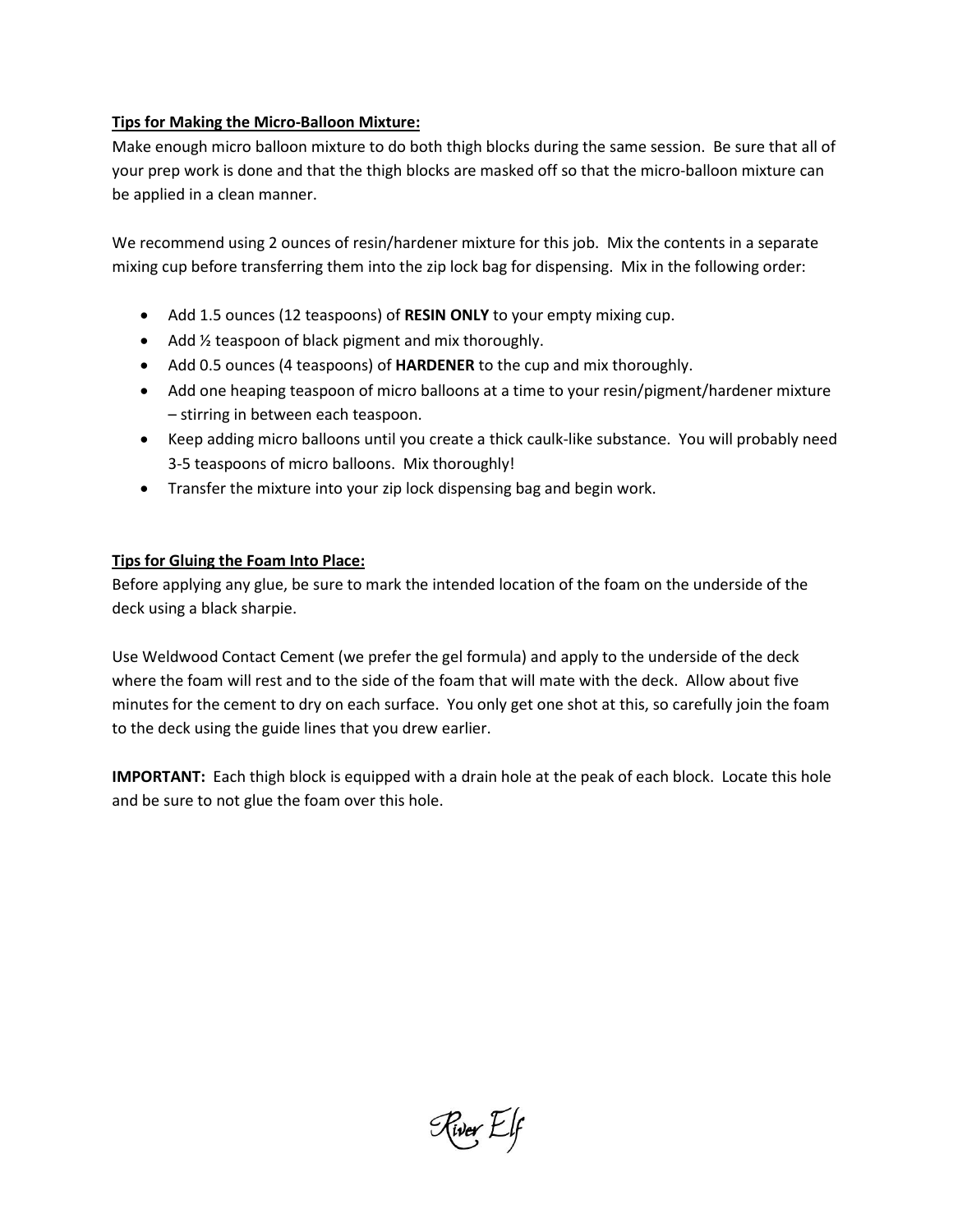**Tips for Making the Micro-Balloon Mixture:**

Make enough micro balloon mixture to do both thigh blocks during the same session. Be sure that all of your prep work is done and that the thigh blocks are masked off so that the micro-balloon mixture can be applied in a clean manner.

We recommend using 2 ounces of resin/hardener mixture for this job. Mix the contents in a separate mixing cup before transferring them into the zip lock bag for dispensing. Mix in the following order:

- Add 1.5 ounces (12 teaspoons) of **RESIN ONLY** to your empty mixing cup.
- Add ½ teaspoon of black pigment and mix thoroughly.
- Add 0.5 ounces (4 teaspoons) of **HARDENER** to the cup and mix thoroughly.
- Add one heaping teaspoon of micro balloons at a time to your resin/pigment/hardener mixture – stirring in between each teaspoon.
- Keep adding micro balloons until you create a thick caulk-like substance. You will probably need 3-5 teaspoons of micro balloons. Mix thoroughly!
- Transfer the mixture into your zip lock dispensing bag and begin work.

**Tips for Gluing the Foam Into Place:**

Before applying any glue, be sure to mark the intended location of the foam on the underside of the deck using a black sharpie.

Use Weldwood Contact Cement (we prefer the gel formula) and apply to the underside of the deck where the foam will rest and to the side of the foam that will mate with the deck. Allow about five minutes for the cement to dry on each surface. You only get one shot at this, so carefully join the foam to the deck using the guide lines that you drew earlier.

**IMPORTANT:** Each thigh block is equipped with a drain hole at the peak of each block. Locate this hole and be sure to not glue the foam over this hole.